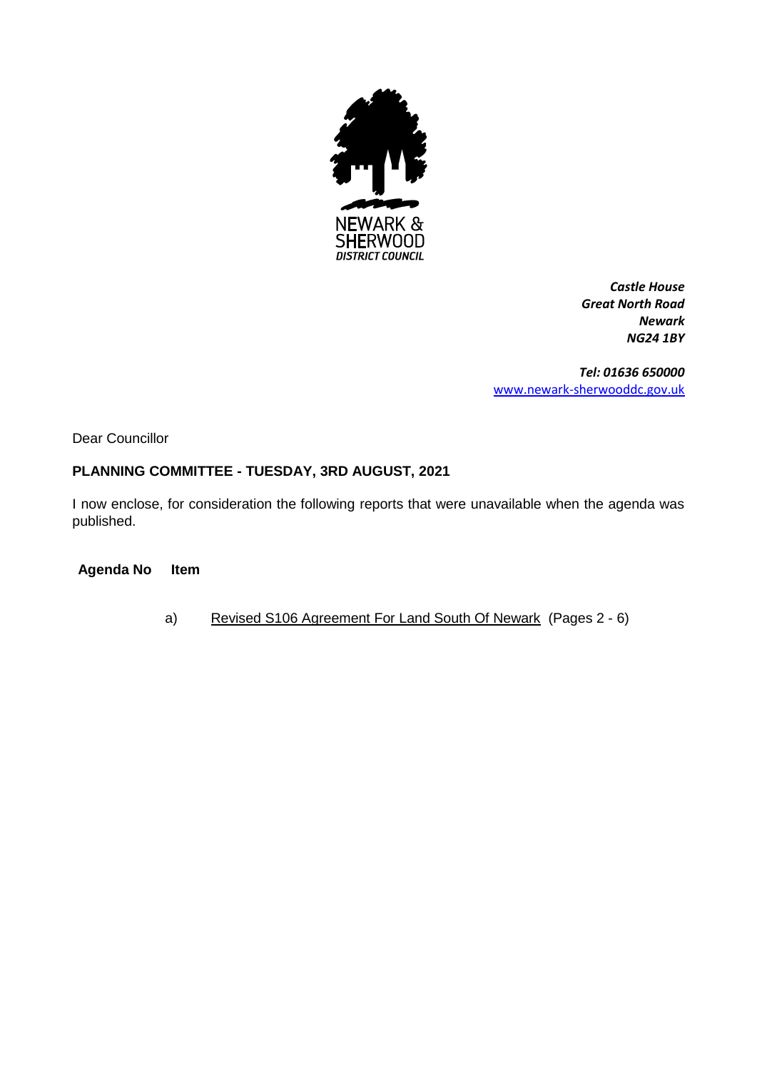NEWARK &
SHERWOOD
*DISTRICT COUNCIL*

***Castle House***
***Great North Road***
***Newark***
***NG24 1BY***

***Tel: 01636 650000***
[www.newark-sherwooddc.gov.uk](http://www.newark-sherwooddc.gov.uk)

Dear Councillor

**PLANNING COMMITTEE - TUESDAY, 3RD AUGUST, 2021**

I now enclose, for consideration the following reports that were unavailable when the agenda was published.

| **Agenda No** | **Item** |
| --- | --- |
| a) | Revised S106 Agreement For Land South Of Newark (Pages 2 - 6) |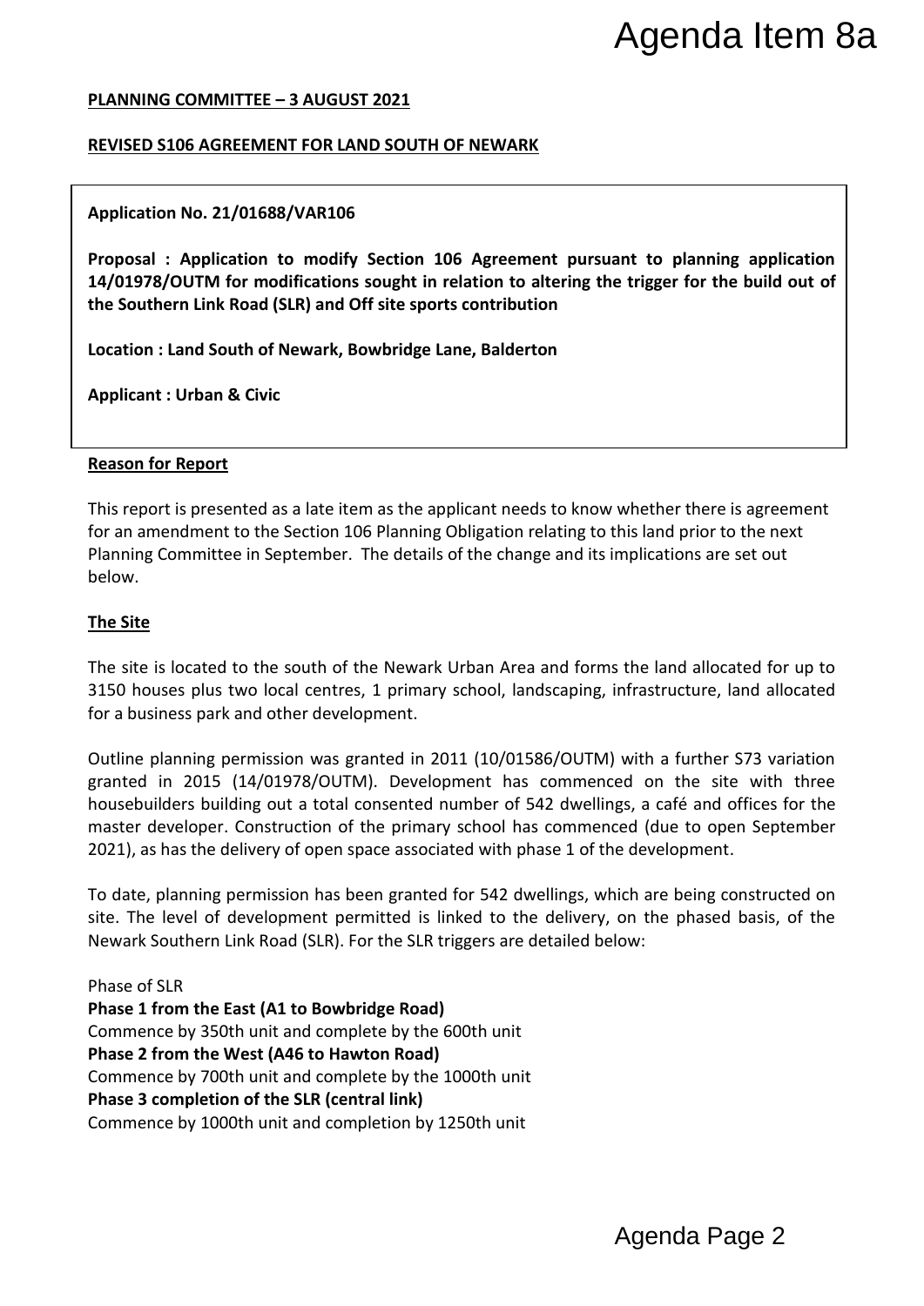# Agenda Item 8a

**PLANNING COMMITTEE – 3 AUGUST 2021**

**REVISED S106 AGREEMENT FOR LAND SOUTH OF NEWARK**

**Application No. 21/01688/VAR106**

**Proposal : Application to modify Section 106 Agreement pursuant to planning application 14/01978/OUTM for modifications sought in relation to altering the trigger for the build out of the Southern Link Road (SLR) and Off site sports contribution**

**Location : Land South of Newark, Bowbridge Lane, Balderton**

**Applicant : Urban & Civic**

**Reason for Report**

This report is presented as a late item as the applicant needs to know whether there is agreement for an amendment to the Section 106 Planning Obligation relating to this land prior to the next Planning Committee in September. The details of the change and its implications are set out below.

**The Site**

The site is located to the south of the Newark Urban Area and forms the land allocated for up to 3150 houses plus two local centres, 1 primary school, landscaping, infrastructure, land allocated for a business park and other development.

Outline planning permission was granted in 2011 (10/01586/OUTM) with a further S73 variation granted in 2015 (14/01978/OUTM). Development has commenced on the site with three housebuilders building out a total consented number of 542 dwellings, a café and offices for the master developer. Construction of the primary school has commenced (due to open September 2021), as has the delivery of open space associated with phase 1 of the development.

To date, planning permission has been granted for 542 dwellings, which are being constructed on site. The level of development permitted is linked to the delivery, on the phased basis, of the Newark Southern Link Road (SLR). For the SLR triggers are detailed below:

Phase of SLR

**Phase 1 from the East (A1 to Bowbridge Road)**
Commence by 350th unit and complete by the 600th unit

**Phase 2 from the West (A46 to Hawton Road)**
Commence by 700th unit and complete by the 1000th unit

**Phase 3 completion of the SLR (central link)**
Commence by 1000th unit and completion by 1250th unit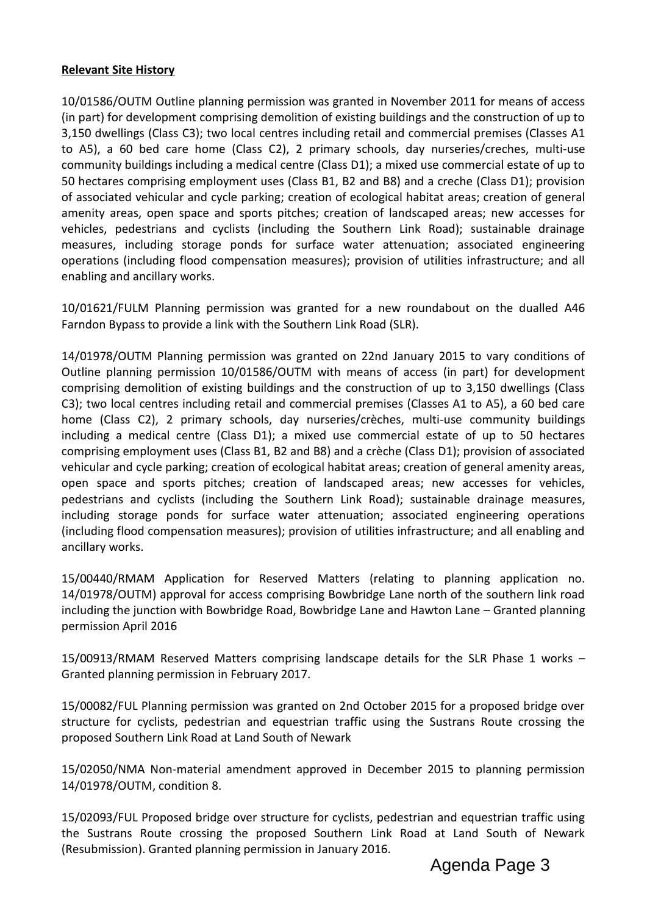**Relevant Site History**

10/01586/OUTM Outline planning permission was granted in November 2011 for means of access (in part) for development comprising demolition of existing buildings and the construction of up to 3,150 dwellings (Class C3); two local centres including retail and commercial premises (Classes A1 to A5), a 60 bed care home (Class C2), 2 primary schools, day nurseries/creches, multi-use community buildings including a medical centre (Class D1); a mixed use commercial estate of up to 50 hectares comprising employment uses (Class B1, B2 and B8) and a creche (Class D1); provision of associated vehicular and cycle parking; creation of ecological habitat areas; creation of general amenity areas, open space and sports pitches; creation of landscaped areas; new accesses for vehicles, pedestrians and cyclists (including the Southern Link Road); sustainable drainage measures, including storage ponds for surface water attenuation; associated engineering operations (including flood compensation measures); provision of utilities infrastructure; and all enabling and ancillary works.

10/01621/FULM Planning permission was granted for a new roundabout on the dualled A46 Farndon Bypass to provide a link with the Southern Link Road (SLR).

14/01978/OUTM Planning permission was granted on 22nd January 2015 to vary conditions of Outline planning permission 10/01586/OUTM with means of access (in part) for development comprising demolition of existing buildings and the construction of up to 3,150 dwellings (Class C3); two local centres including retail and commercial premises (Classes A1 to A5), a 60 bed care home (Class C2), 2 primary schools, day nurseries/crèches, multi-use community buildings including a medical centre (Class D1); a mixed use commercial estate of up to 50 hectares comprising employment uses (Class B1, B2 and B8) and a crèche (Class D1); provision of associated vehicular and cycle parking; creation of ecological habitat areas; creation of general amenity areas, open space and sports pitches; creation of landscaped areas; new accesses for vehicles, pedestrians and cyclists (including the Southern Link Road); sustainable drainage measures, including storage ponds for surface water attenuation; associated engineering operations (including flood compensation measures); provision of utilities infrastructure; and all enabling and ancillary works.

15/00440/RMAM Application for Reserved Matters (relating to planning application no. 14/01978/OUTM) approval for access comprising Bowbridge Lane north of the southern link road including the junction with Bowbridge Road, Bowbridge Lane and Hawton Lane – Granted planning permission April 2016

15/00913/RMAM Reserved Matters comprising landscape details for the SLR Phase 1 works – Granted planning permission in February 2017.

15/00082/FUL Planning permission was granted on 2nd October 2015 for a proposed bridge over structure for cyclists, pedestrian and equestrian traffic using the Sustrans Route crossing the proposed Southern Link Road at Land South of Newark

15/02050/NMA Non-material amendment approved in December 2015 to planning permission 14/01978/OUTM, condition 8.

15/02093/FUL Proposed bridge over structure for cyclists, pedestrian and equestrian traffic using the Sustrans Route crossing the proposed Southern Link Road at Land South of Newark (Resubmission). Granted planning permission in January 2016.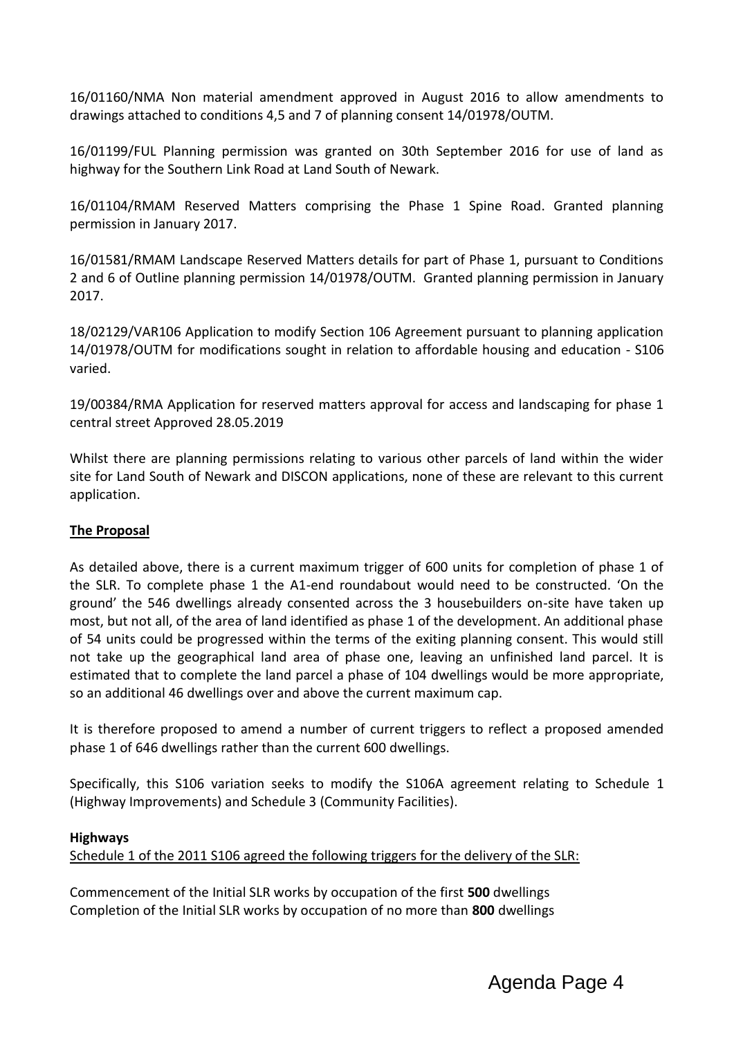16/01160/NMA Non material amendment approved in August 2016 to allow amendments to drawings attached to conditions 4,5 and 7 of planning consent 14/01978/OUTM.

16/01199/FUL Planning permission was granted on 30th September 2016 for use of land as highway for the Southern Link Road at Land South of Newark.

16/01104/RMAM Reserved Matters comprising the Phase 1 Spine Road. Granted planning permission in January 2017.

16/01581/RMAM Landscape Reserved Matters details for part of Phase 1, pursuant to Conditions 2 and 6 of Outline planning permission 14/01978/OUTM. Granted planning permission in January 2017.

18/02129/VAR106 Application to modify Section 106 Agreement pursuant to planning application 14/01978/OUTM for modifications sought in relation to affordable housing and education - S106 varied.

19/00384/RMA Application for reserved matters approval for access and landscaping for phase 1 central street Approved 28.05.2019

Whilst there are planning permissions relating to various other parcels of land within the wider site for Land South of Newark and DISCON applications, none of these are relevant to this current application.

## The Proposal

As detailed above, there is a current maximum trigger of 600 units for completion of phase 1 of the SLR. To complete phase 1 the A1-end roundabout would need to be constructed. 'On the ground' the 546 dwellings already consented across the 3 housebuilders on-site have taken up most, but not all, of the area of land identified as phase 1 of the development. An additional phase of 54 units could be progressed within the terms of the exiting planning consent. This would still not take up the geographical land area of phase one, leaving an unfinished land parcel. It is estimated that to complete the land parcel a phase of 104 dwellings would be more appropriate, so an additional 46 dwellings over and above the current maximum cap.

It is therefore proposed to amend a number of current triggers to reflect a proposed amended phase 1 of 646 dwellings rather than the current 600 dwellings.

Specifically, this S106 variation seeks to modify the S106A agreement relating to Schedule 1 (Highway Improvements) and Schedule 3 (Community Facilities).

**Highways**

Schedule 1 of the 2011 S106 agreed the following triggers for the delivery of the SLR:

Commencement of the Initial SLR works by occupation of the first **500** dwellings
Completion of the Initial SLR works by occupation of no more than **800** dwellings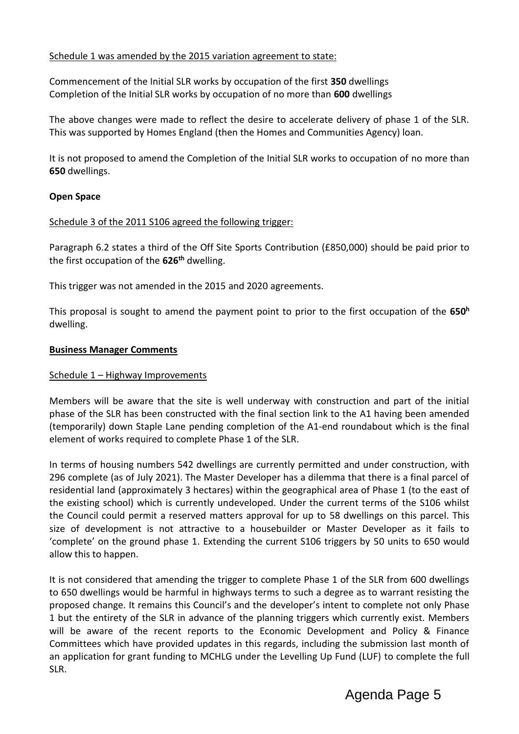Schedule 1 was amended by the 2015 variation agreement to state:

Commencement of the Initial SLR works by occupation of the first **350** dwellings
Completion of the Initial SLR works by occupation of no more than **600** dwellings

The above changes were made to reflect the desire to accelerate delivery of phase 1 of the SLR. This was supported by Homes England (then the Homes and Communities Agency) loan.

It is not proposed to amend the Completion of the Initial SLR works to occupation of no more than **650** dwellings.

**Open Space**

Schedule 3 of the 2011 S106 agreed the following trigger:

Paragraph 6.2 states a third of the Off Site Sports Contribution (£850,000) should be paid prior to the first occupation of the **626th** dwelling.

This trigger was not amended in the 2015 and 2020 agreements.

This proposal is sought to amend the payment point to prior to the first occupation of the **650h** dwelling.

**Business Manager Comments**

Schedule 1 – Highway Improvements

Members will be aware that the site is well underway with construction and part of the initial phase of the SLR has been constructed with the final section link to the A1 having been amended (temporarily) down Staple Lane pending completion of the A1-end roundabout which is the final element of works required to complete Phase 1 of the SLR.

In terms of housing numbers 542 dwellings are currently permitted and under construction, with 296 complete (as of July 2021). The Master Developer has a dilemma that there is a final parcel of residential land (approximately 3 hectares) within the geographical area of Phase 1 (to the east of the existing school) which is currently undeveloped. Under the current terms of the S106 whilst the Council could permit a reserved matters approval for up to 58 dwellings on this parcel. This size of development is not attractive to a housebuilder or Master Developer as it fails to 'complete' on the ground phase 1. Extending the current S106 triggers by 50 units to 650 would allow this to happen.

It is not considered that amending the trigger to complete Phase 1 of the SLR from 600 dwellings to 650 dwellings would be harmful in highways terms to such a degree as to warrant resisting the proposed change. It remains this Council's and the developer's intent to complete not only Phase 1 but the entirety of the SLR in advance of the planning triggers which currently exist. Members will be aware of the recent reports to the Economic Development and Policy & Finance Committees which have provided updates in this regards, including the submission last month of an application for grant funding to MCHLG under the Levelling Up Fund (LUF) to complete the full SLR.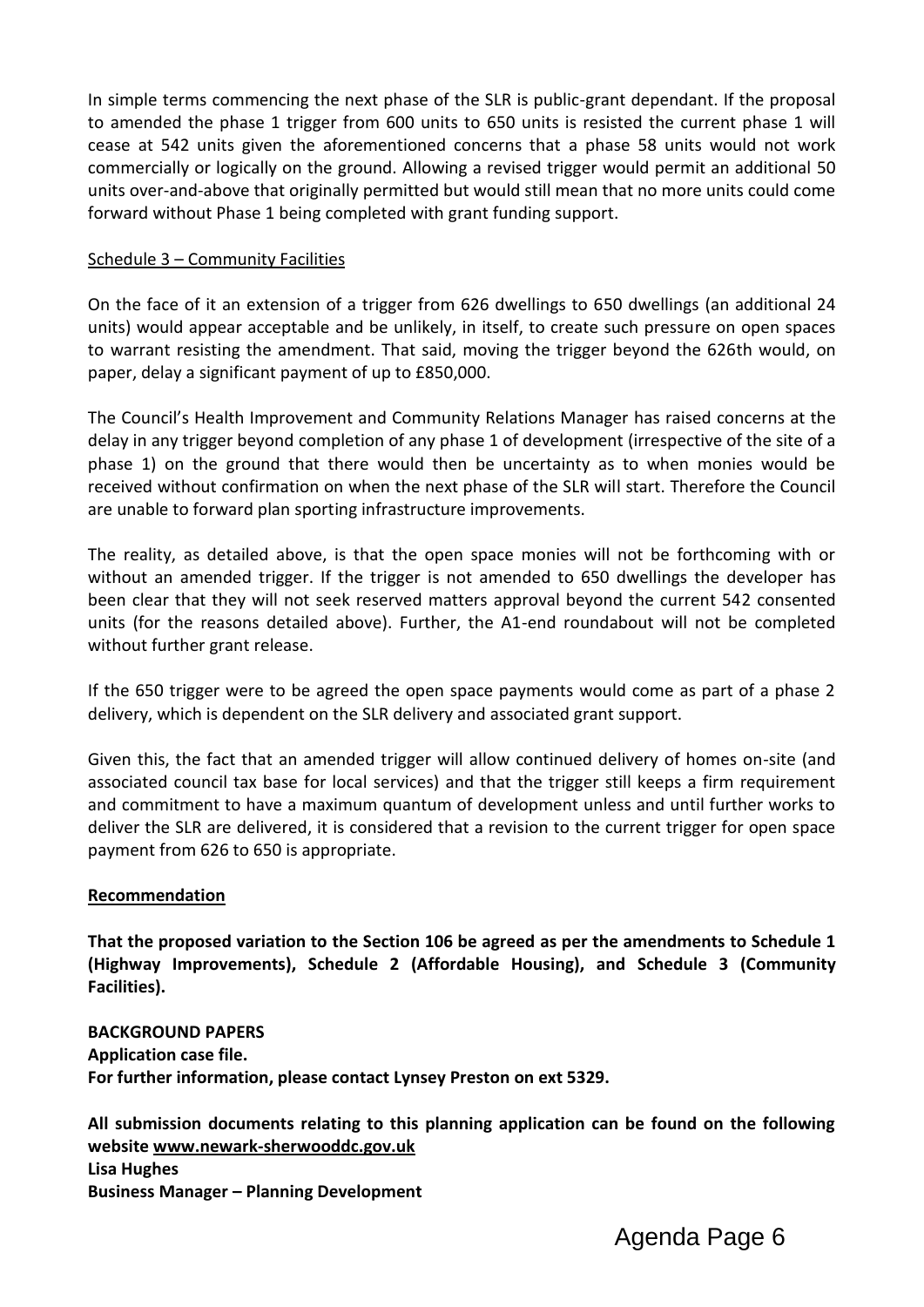In simple terms commencing the next phase of the SLR is public-grant dependant. If the proposal to amended the phase 1 trigger from 600 units to 650 units is resisted the current phase 1 will cease at 542 units given the aforementioned concerns that a phase 58 units would not work commercially or logically on the ground. Allowing a revised trigger would permit an additional 50 units over-and-above that originally permitted but would still mean that no more units could come forward without Phase 1 being completed with grant funding support.

Schedule 3 – Community Facilities

On the face of it an extension of a trigger from 626 dwellings to 650 dwellings (an additional 24 units) would appear acceptable and be unlikely, in itself, to create such pressure on open spaces to warrant resisting the amendment. That said, moving the trigger beyond the 626th would, on paper, delay a significant payment of up to £850,000.

The Council's Health Improvement and Community Relations Manager has raised concerns at the delay in any trigger beyond completion of any phase 1 of development (irrespective of the site of a phase 1) on the ground that there would then be uncertainty as to when monies would be received without confirmation on when the next phase of the SLR will start. Therefore the Council are unable to forward plan sporting infrastructure improvements.

The reality, as detailed above, is that the open space monies will not be forthcoming with or without an amended trigger. If the trigger is not amended to 650 dwellings the developer has been clear that they will not seek reserved matters approval beyond the current 542 consented units (for the reasons detailed above). Further, the A1-end roundabout will not be completed without further grant release.

If the 650 trigger were to be agreed the open space payments would come as part of a phase 2 delivery, which is dependent on the SLR delivery and associated grant support.

Given this, the fact that an amended trigger will allow continued delivery of homes on-site (and associated council tax base for local services) and that the trigger still keeps a firm requirement and commitment to have a maximum quantum of development unless and until further works to deliver the SLR are delivered, it is considered that a revision to the current trigger for open space payment from 626 to 650 is appropriate.

**Recommendation**

**That the proposed variation to the Section 106 be agreed as per the amendments to Schedule 1 (Highway Improvements), Schedule 2 (Affordable Housing), and Schedule 3 (Community Facilities).**

**BACKGROUND PAPERS**
**Application case file.**
**For further information, please contact Lynsey Preston on ext 5329.**

**All submission documents relating to this planning application can be found on the following website www.newark-sherwooddc.gov.uk**
**Lisa Hughes**
**Business Manager – Planning Development**